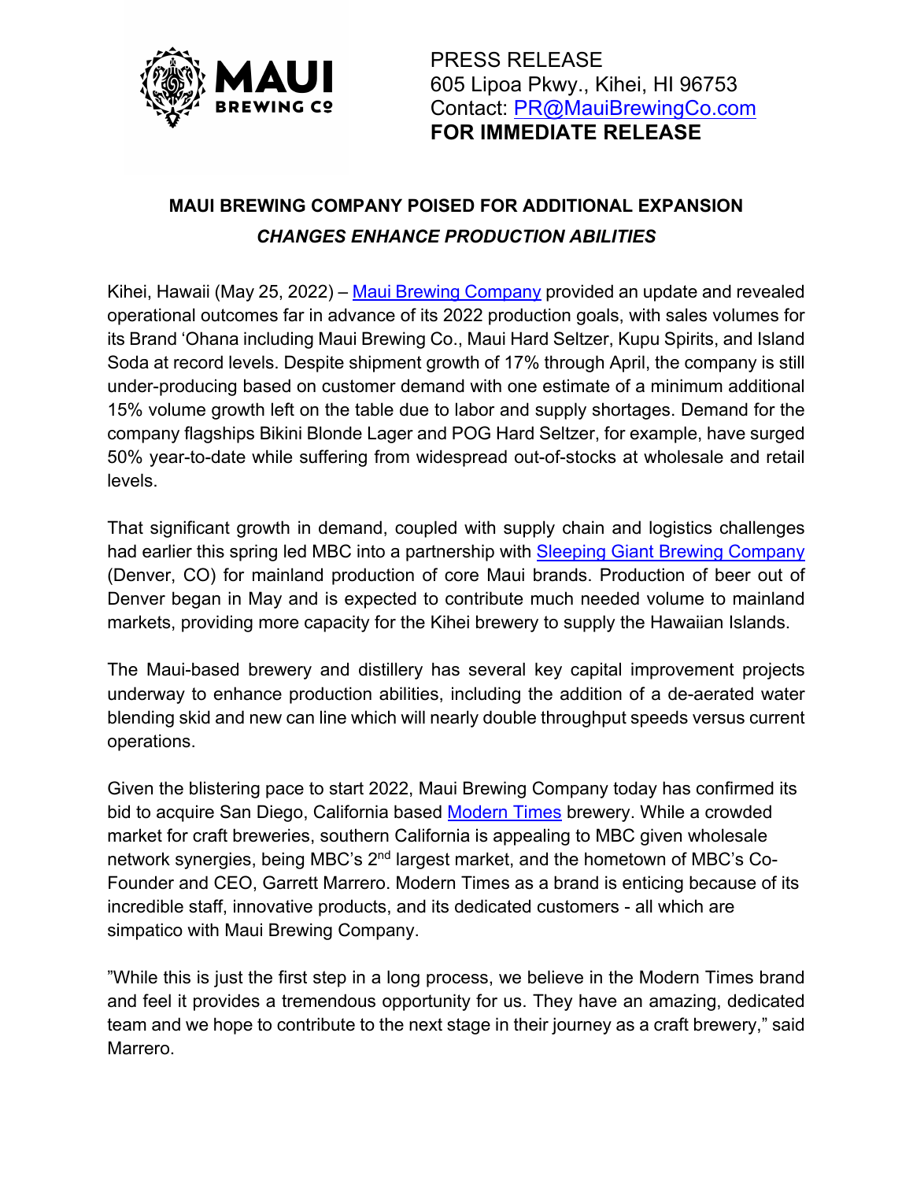PRESS RELEASE
605 Lipoa Pkwy., Kihei, HI 96753
Contact: PR@MauiBrewingCo.com
**FOR IMMEDIATE RELEASE**

# MAUI BREWING COMPANY POISED FOR ADDITIONAL EXPANSION

## *CHANGES ENHANCE PRODUCTION ABILITIES*

Kihei, Hawaii (May 25, 2022) – Maui Brewing Company provided an update and revealed operational outcomes far in advance of its 2022 production goals, with sales volumes for its Brand ʻOhana including Maui Brewing Co., Maui Hard Seltzer, Kupu Spirits, and Island Soda at record levels. Despite shipment growth of 17% through April, the company is still under-producing based on customer demand with one estimate of a minimum additional 15% volume growth left on the table due to labor and supply shortages. Demand for the company flagships Bikini Blonde Lager and POG Hard Seltzer, for example, have surged 50% year-to-date while suffering from widespread out-of-stocks at wholesale and retail levels.

That significant growth in demand, coupled with supply chain and logistics challenges had earlier this spring led MBC into a partnership with Sleeping Giant Brewing Company (Denver, CO) for mainland production of core Maui brands. Production of beer out of Denver began in May and is expected to contribute much needed volume to mainland markets, providing more capacity for the Kihei brewery to supply the Hawaiian Islands.

The Maui-based brewery and distillery has several key capital improvement projects underway to enhance production abilities, including the addition of a de-aerated water blending skid and new can line which will nearly double throughput speeds versus current operations.

Given the blistering pace to start 2022, Maui Brewing Company today has confirmed its bid to acquire San Diego, California based Modern Times brewery. While a crowded market for craft breweries, southern California is appealing to MBC given wholesale network synergies, being MBC's 2nd largest market, and the hometown of MBC's Co-Founder and CEO, Garrett Marrero. Modern Times as a brand is enticing because of its incredible staff, innovative products, and its dedicated customers - all which are simpatico with Maui Brewing Company.

"While this is just the first step in a long process, we believe in the Modern Times brand and feel it provides a tremendous opportunity for us. They have an amazing, dedicated team and we hope to contribute to the next stage in their journey as a craft brewery," said Marrero.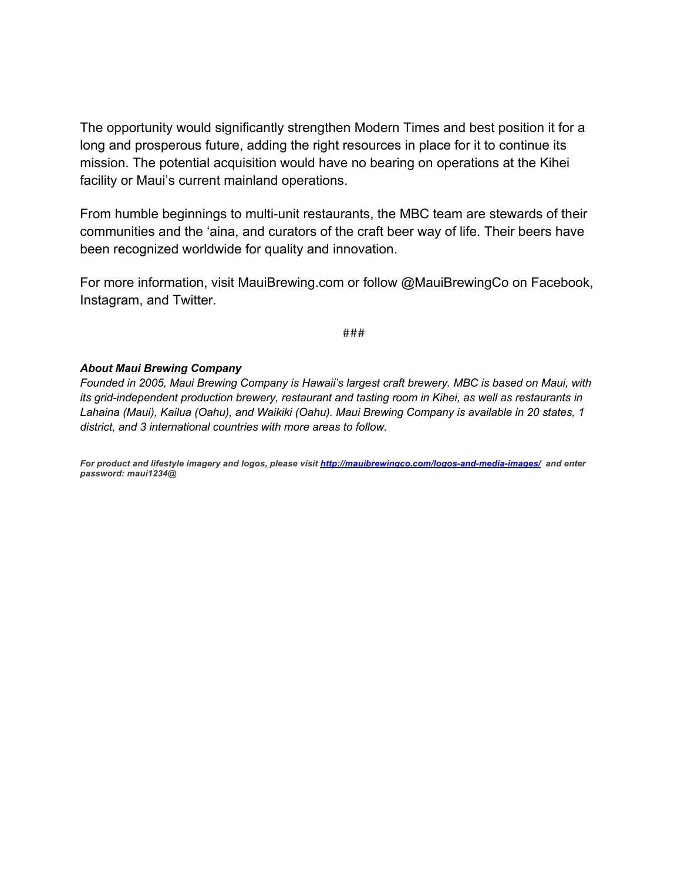The opportunity would significantly strengthen Modern Times and best position it for a long and prosperous future, adding the right resources in place for it to continue its mission. The potential acquisition would have no bearing on operations at the Kihei facility or Maui's current mainland operations.

From humble beginnings to multi-unit restaurants, the MBC team are stewards of their communities and the 'aina, and curators of the craft beer way of life. Their beers have been recognized worldwide for quality and innovation.

For more information, visit MauiBrewing.com or follow @MauiBrewingCo on Facebook, Instagram, and Twitter.

###

***About Maui Brewing Company***

*Founded in 2005, Maui Brewing Company is Hawaii's largest craft brewery. MBC is based on Maui, with its grid-independent production brewery, restaurant and tasting room in Kihei, as well as restaurants in Lahaina (Maui), Kailua (Oahu), and Waikiki (Oahu). Maui Brewing Company is available in 20 states, 1 district, and 3 international countries with more areas to follow.*

***For product and lifestyle imagery and logos, please visit [http://mauibrewingco.com/logos-and-media-images/](http://mauibrewingco.com/logos-and-media-images/) and enter password: maui1234@***